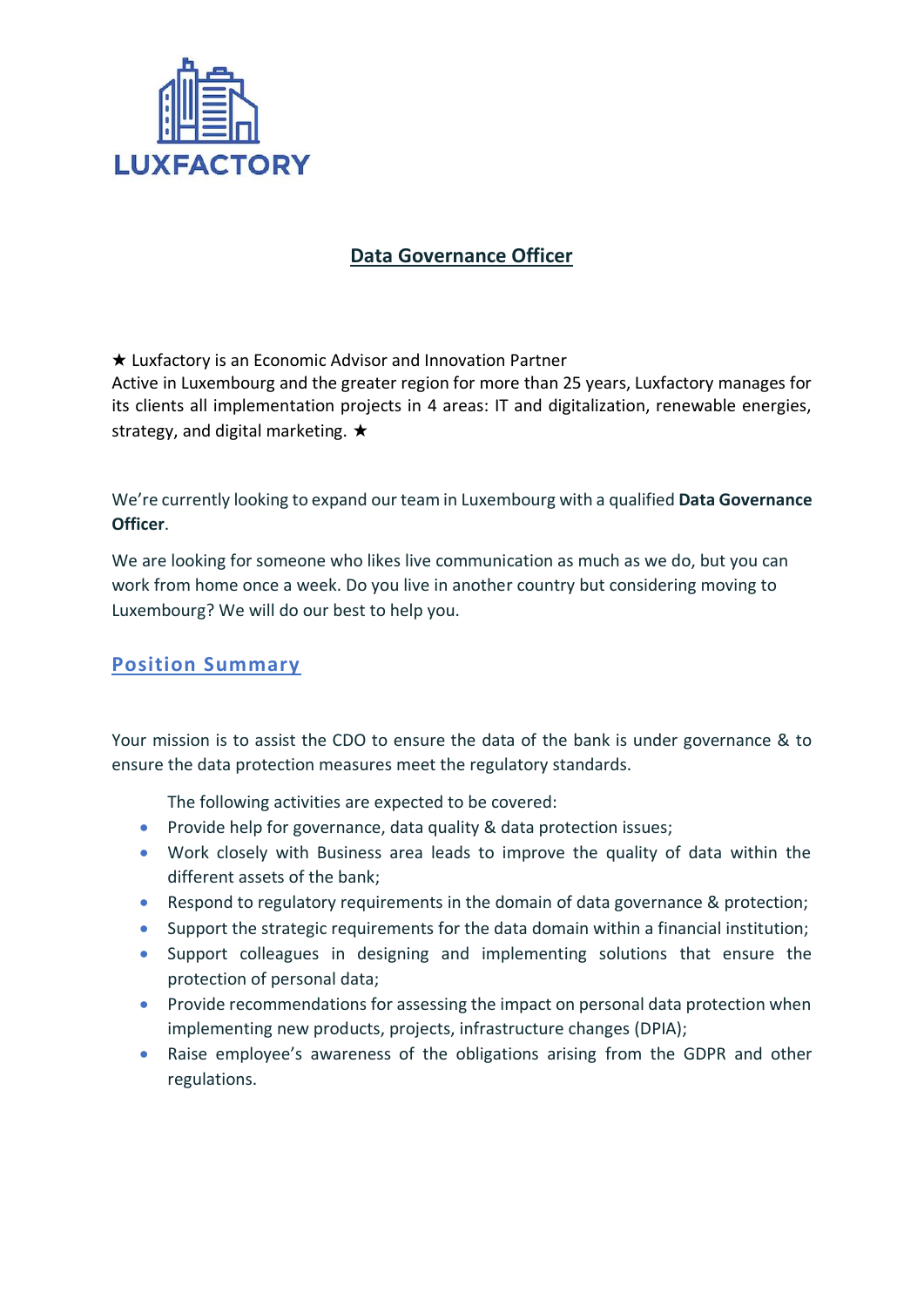LUXFACTORY

# Data Governance Officer

★ Luxfactory is an Economic Advisor and Innovation Partner
Active in Luxembourg and the greater region for more than 25 years, Luxfactory manages for its clients all implementation projects in 4 areas: IT and digitalization, renewable energies, strategy, and digital marketing. ★

We're currently looking to expand our team in Luxembourg with a qualified **Data Governance Officer**.

We are looking for someone who likes live communication as much as we do, but you can work from home once a week. Do you live in another country but considering moving to Luxembourg? We will do our best to help you.

## Position Summary

Your mission is to assist the CDO to ensure the data of the bank is under governance & to ensure the data protection measures meet the regulatory standards.

The following activities are expected to be covered:

- Provide help for governance, data quality & data protection issues;
- Work closely with Business area leads to improve the quality of data within the different assets of the bank;
- Respond to regulatory requirements in the domain of data governance & protection;
- Support the strategic requirements for the data domain within a financial institution;
- Support colleagues in designing and implementing solutions that ensure the protection of personal data;
- Provide recommendations for assessing the impact on personal data protection when implementing new products, projects, infrastructure changes (DPIA);
- Raise employee's awareness of the obligations arising from the GDPR and other regulations.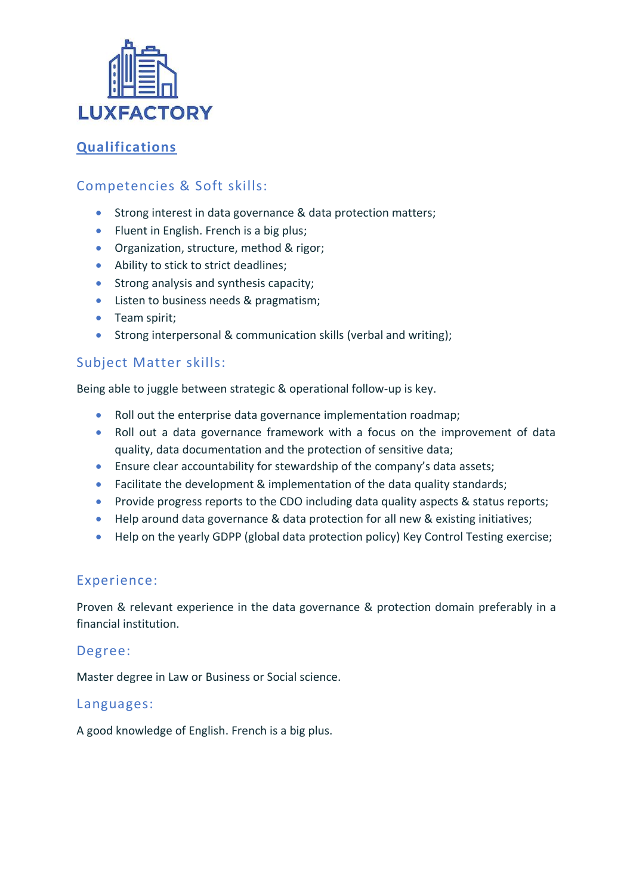LUXFACTORY

## Qualifications

### Competencies & Soft skills:

- Strong interest in data governance & data protection matters;
- Fluent in English. French is a big plus;
- Organization, structure, method & rigor;
- Ability to stick to strict deadlines;
- Strong analysis and synthesis capacity;
- Listen to business needs & pragmatism;
- Team spirit;
- Strong interpersonal & communication skills (verbal and writing);

### Subject Matter skills:

Being able to juggle between strategic & operational follow-up is key.

- Roll out the enterprise data governance implementation roadmap;
- Roll out a data governance framework with a focus on the improvement of data quality, data documentation and the protection of sensitive data;
- Ensure clear accountability for stewardship of the company's data assets;
- Facilitate the development & implementation of the data quality standards;
- Provide progress reports to the CDO including data quality aspects & status reports;
- Help around data governance & data protection for all new & existing initiatives;
- Help on the yearly GDPP (global data protection policy) Key Control Testing exercise;

### Experience:

Proven & relevant experience in the data governance & protection domain preferably in a financial institution.

### Degree:

Master degree in Law or Business or Social science.

### Languages:

A good knowledge of English. French is a big plus.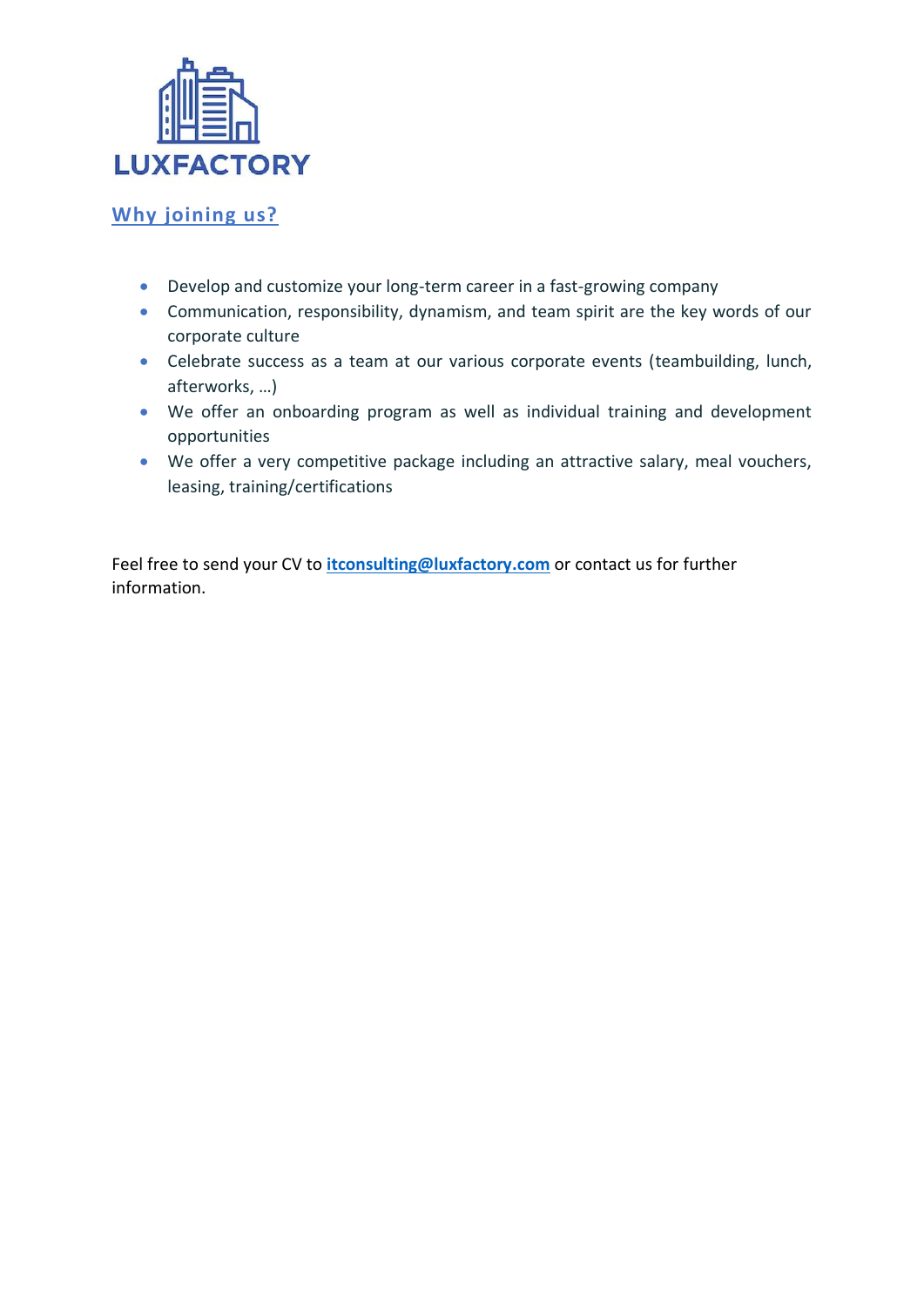LUXFACTORY

## Why joining us?

- Develop and customize your long-term career in a fast-growing company
- Communication, responsibility, dynamism, and team spirit are the key words of our corporate culture
- Celebrate success as a team at our various corporate events (teambuilding, lunch, afterworks, …)
- We offer an onboarding program as well as individual training and development opportunities
- We offer a very competitive package including an attractive salary, meal vouchers, leasing, training/certifications

Feel free to send your CV to **itconsulting@luxfactory.com** or contact us for further information.